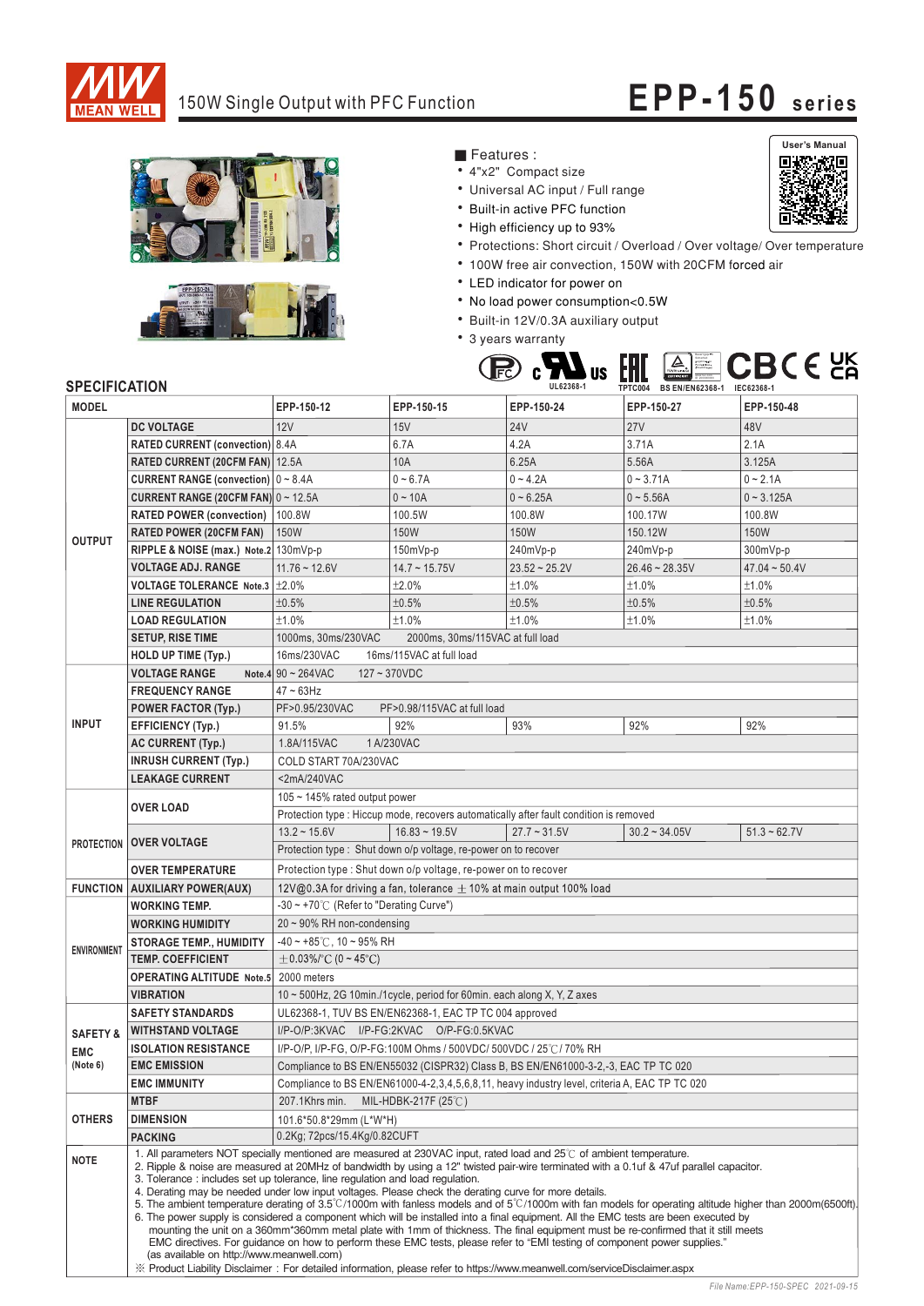# MEAN WELL

## 150W Single Output with PFC Function

# EPP-150 series

User's Manual

■ Features :

- 4"x2" Compact size
- Universal AC input / Full range
- Built-in active PFC function
- High efficiency up to 93%
- Protections: Short circuit / Overload / Over voltage/ Over temperature
- 100W free air convection, 150W with 20CFM forced air
- LED indicator for power on
- No load power consumption<0.5W
- Built-in 12V/0.3A auxiliary output
- 3 years warranty

UL62368-1 | TPTC004 | BS EN/EN62368-1 | IEC62368-1

## SPECIFICATION

| MODEL | | EPP-150-12 | EPP-150-15 | EPP-150-24 | EPP-150-27 | EPP-150-48 |
|---|---|---|---|---|---|---|
| OUTPUT | DC VOLTAGE | 12V | 15V | 24V | 27V | 48V |
| | RATED CURRENT (convection) | 8.4A | 6.7A | 4.2A | 3.71A | 2.1A |
| | RATED CURRENT (20CFM FAN) | 12.5A | 10A | 6.25A | 5.56A | 3.125A |
| | CURRENT RANGE (convection) | 0 ~ 8.4A | 0 ~ 6.7A | 0 ~ 4.2A | 0 ~ 3.71A | 0 ~ 2.1A |
| | CURRENT RANGE (20CFM FAN) | 0 ~ 12.5A | 0 ~ 10A | 0 ~ 6.25A | 0 ~ 5.56A | 0 ~ 3.125A |
| | RATED POWER (convection) | 100.8W | 100.5W | 100.8W | 100.17W | 100.8W |
| | RATED POWER (20CFM FAN) | 150W | 150W | 150W | 150.12W | 150W |
| | RIPPLE & NOISE (max.) Note.2 | 130mVp-p | 150mVp-p | 240mVp-p | 240mVp-p | 300mVp-p |
| | VOLTAGE ADJ. RANGE | 11.76 ~ 12.6V | 14.7 ~ 15.75V | 23.52 ~ 25.2V | 26.46 ~ 28.35V | 47.04 ~ 50.4V |
| | VOLTAGE TOLERANCE Note.3 | ±2.0% | ±2.0% | ±1.0% | ±1.0% | ±1.0% |
| | LINE REGULATION | ±0.5% | ±0.5% | ±0.5% | ±0.5% | ±0.5% |
| | LOAD REGULATION | ±1.0% | ±1.0% | ±1.0% | ±1.0% | ±1.0% |
| | SETUP, RISE TIME | 1000ms, 30ms/230VAC 2000ms, 30ms/115VAC at full load | | | | |
| | HOLD UP TIME (Typ.) | 16ms/230VAC 16ms/115VAC at full load | | | | |
| INPUT | VOLTAGE RANGE Note.4 | 90 ~ 264VAC 127 ~ 370VDC | | | | |
| | FREQUENCY RANGE | 47 ~ 63Hz | | | | |
| | POWER FACTOR (Typ.) | PF>0.95/230VAC PF>0.98/115VAC at full load | | | | |
| | EFFICIENCY (Typ.) | 91.5% | 92% | 93% | 92% | 92% |
| | AC CURRENT (Typ.) | 1.8A/115VAC 1 A/230VAC | | | | |
| | INRUSH CURRENT (Typ.) | COLD START 70A/230VAC | | | | |
| | LEAKAGE CURRENT | <2mA/240VAC | | | | |
| PROTECTION | OVER LOAD | 105 ~ 145% rated output power | | | | |
| | | Protection type : Hiccup mode, recovers automatically after fault condition is removed | | | | |
| | OVER VOLTAGE | 13.2 ~ 15.6V | 16.83 ~ 19.5V | 27.7 ~ 31.5V | 30.2 ~ 34.05V | 51.3 ~ 62.7V |
| | | Protection type : Shut down o/p voltage, re-power on to recover | | | | |
| | OVER TEMPERATURE | Protection type : Shut down o/p voltage, re-power on to recover | | | | |
| FUNCTION | AUXILIARY POWER(AUX) | 12V@0.3A for driving a fan, tolerance ±10% at main output 100% load | | | | |
| ENVIRONMENT | WORKING TEMP. | -30 ~ +70℃ (Refer to "Derating Curve") | | | | |
| | WORKING HUMIDITY | 20 ~ 90% RH non-condensing | | | | |
| | STORAGE TEMP., HUMIDITY | -40 ~ +85℃, 10 ~ 95% RH | | | | |
| | TEMP. COEFFICIENT | ±0.03%/℃ (0 ~ 45℃) | | | | |
| | OPERATING ALTITUDE Note.5 | 2000 meters | | | | |
| | VIBRATION | 10 ~ 500Hz, 2G 10min./1cycle, period for 60min. each along X, Y, Z axes | | | | |
| SAFETY & EMC (Note 6) | SAFETY STANDARDS | UL62368-1, TUV BS EN/EN62368-1, EAC TP TC 004 approved | | | | |
| | WITHSTAND VOLTAGE | I/P-O/P:3KVAC I/P-FG:2KVAC O/P-FG:0.5KVAC | | | | |
| | ISOLATION RESISTANCE | I/P-O/P, I/P-FG, O/P-FG:100M Ohms / 500VDC/ 500VDC / 25℃/ 70% RH | | | | |
| | EMC EMISSION | Compliance to BS EN/EN55032 (CISPR32) Class B, BS EN/EN61000-3-2,-3, EAC TP TC 020 | | | | |
| | EMC IMMUNITY | Compliance to BS EN/EN61000-4-2,3,4,5,6,8,11, heavy industry level, criteria A, EAC TP TC 020 | | | | |
| OTHERS | MTBF | 207.1Khrs min. MIL-HDBK-217F (25℃) | | | | |
| | DIMENSION | 101.6*50.8*29mm (L*W*H) | | | | |
| | PACKING | 0.2Kg; 72pcs/15.4Kg/0.82CUFT | | | | |

**NOTE**

1. All parameters NOT specially mentioned are measured at 230VAC input, rated load and 25℃ of ambient temperature.
2. Ripple & noise are measured at 20MHz of bandwidth by using a 12" twisted pair-wire terminated with a 0.1uf & 47uf parallel capacitor.
3. Tolerance : includes set up tolerance, line regulation and load regulation.
4. Derating may be needed under low input voltages. Please check the derating curve for more details.
5. The ambient temperature derating of 3.5℃/1000m with fanless models and of 5℃/1000m with fan models for operating altitude higher than 2000m(6500ft).
6. The power supply is considered a component which will be installed into a final equipment. All the EMC tests are been executed by mounting the unit on a 360mm*360mm metal plate with 1mm of thickness. The final equipment must be re-confirmed that it still meets EMC directives. For guidance on how to perform these EMC tests, please refer to "EMI testing of component power supplies." (as available on http://www.meanwell.com)

※ Product Liability Disclaimer：For detailed information, please refer to https://www.meanwell.com/serviceDisclaimer.aspx

File Name:EPP-150-SPEC 2021-09-15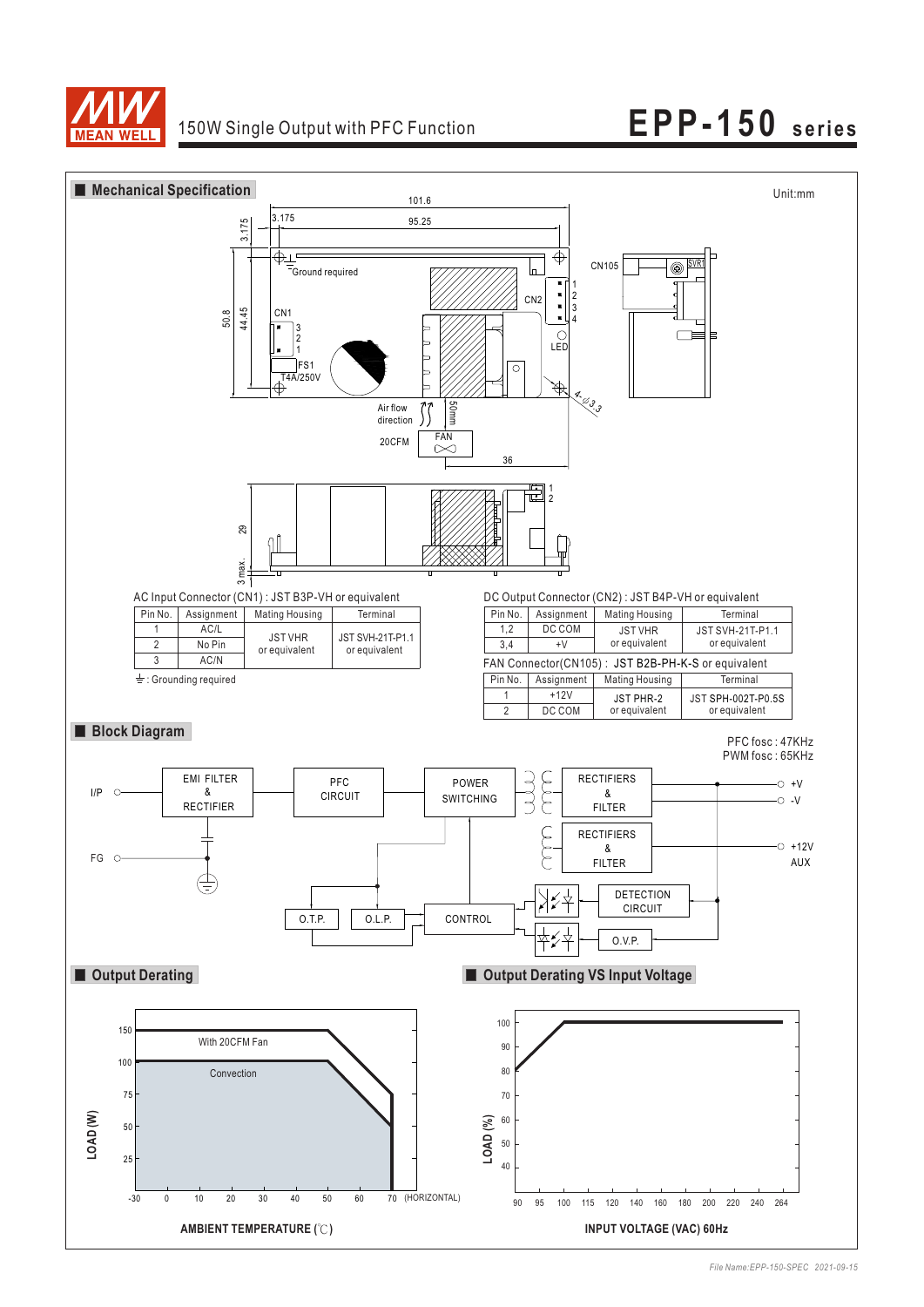# EPP-150 series

150W Single Output with PFC Function

## Mechanical Specification

Unit:mm

101.6
3.175
95.25
3.175
50.8
44.45
Ground required
CN1
3
2
1
FS1
T4A/250V
CN2
1
2
3
4
LED
CN105
SVR1
4-ϕ3.3
Air flow direction
50mm
FAN
20CFM
36
29
3 max.
1
2

AC Input Connector (CN1) : JST B3P-VH or equivalent

| Pin No. | Assignment | Mating Housing | Terminal |
|---|---|---|---|
| 1 | AC/L | JST VHR or equivalent | JST SVH-21T-P1.1 or equivalent |
| 2 | No Pin | | |
| 3 | AC/N | | |

⏚ : Grounding required

DC Output Connector (CN2) : JST B4P-VH or equivalent

| Pin No. | Assignment | Mating Housing | Terminal |
|---|---|---|---|
| 1,2 | DC COM | JST VHR or equivalent | JST SVH-21T-P1.1 or equivalent |
| 3,4 | +V | | |

FAN Connector(CN105) : JST B2B-PH-K-S or equivalent

| Pin No. | Assignment | Mating Housing | Terminal |
|---|---|---|---|
| 1 | +12V | JST PHR-2 or equivalent | JST SPH-002T-P0.5S or equivalent |
| 2 | DC COM | | |

## Block Diagram

PFC fosc : 47KHz
PWM fosc : 65KHz

I/P
FG
EMI FILTER & RECTIFIER
PFC CIRCUIT
POWER SWITCHING
RECTIFIERS & FILTER
RECTIFIERS & FILTER
+V
-V
+12V AUX
DETECTION CIRCUIT
O.V.P.
CONTROL
O.T.P.
O.L.P.

## Output Derating

LOAD (W)
150
100
75
50
25
With 20CFM Fan
Convection
-30 0 10 20 30 40 50 60 70 (HORIZONTAL)
AMBIENT TEMPERATURE (℃)

## Output Derating VS Input Voltage

LOAD (%)
100
90
80
70
60
50
40
90 95 100 115 120 140 160 180 200 220 240 264
INPUT VOLTAGE (VAC) 60Hz

*File Name:EPP-150-SPEC 2021-09-15*